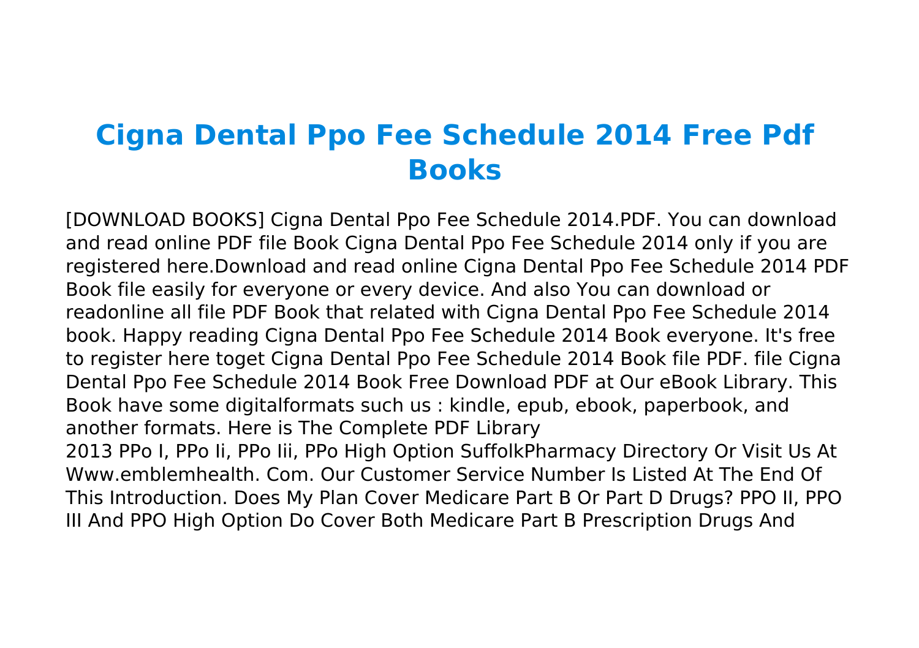# Cigna Dental Ppo Fee Schedule 2014 Free Pdf Books

[DOWNLOAD BOOKS] Cigna Dental Ppo Fee Schedule 2014.PDF. You can download and read online PDF file Book Cigna Dental Ppo Fee Schedule 2014 only if you are registered here.Download and read online Cigna Dental Ppo Fee Schedule 2014 PDF Book file easily for everyone or every device. And also You can download or readonline all file PDF Book that related with Cigna Dental Ppo Fee Schedule 2014 book. Happy reading Cigna Dental Ppo Fee Schedule 2014 Book everyone. It's free to register here toget Cigna Dental Ppo Fee Schedule 2014 Book file PDF. file Cigna Dental Ppo Fee Schedule 2014 Book Free Download PDF at Our eBook Library. This Book have some digitalformats such us : kindle, epub, ebook, paperbook, and another formats. Here is The Complete PDF Library

2013 PPo I, PPo Ii, PPo Iii, PPo High Option SuffolkPharmacy Directory Or Visit Us At Www.emblemhealth. Com. Our Customer Service Number Is Listed At The End Of This Introduction. Does My Plan Cover Medicare Part B Or Part D Drugs? PPO II, PPO III And PPO High Option Do Cover Both Medicare Part B Prescription Drugs And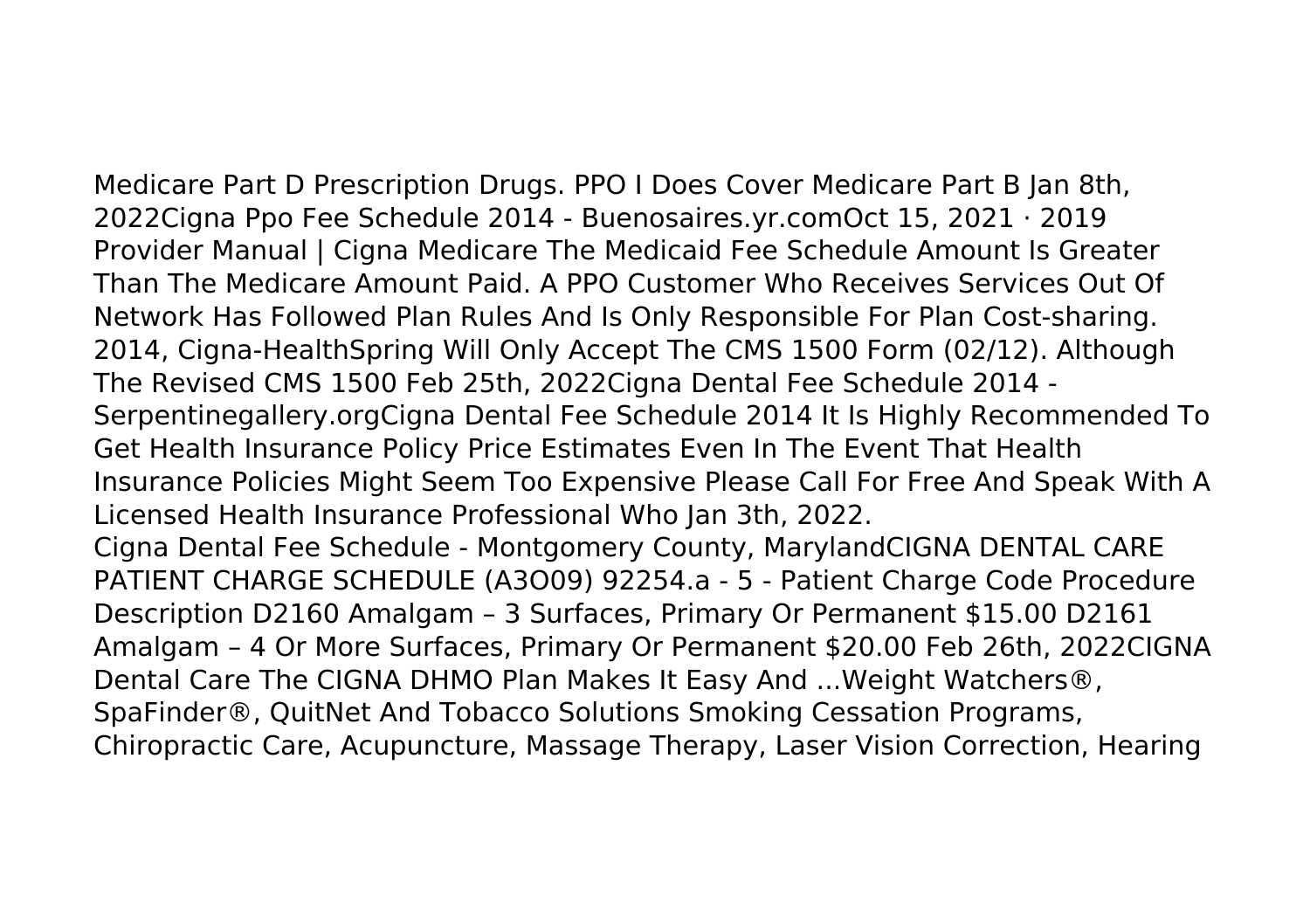Medicare Part D Prescription Drugs. PPO I Does Cover Medicare Part B Jan 8th, 2022Cigna Ppo Fee Schedule 2014 - Buenosaires.yr.comOct 15, 2021 · 2019 Provider Manual | Cigna Medicare The Medicaid Fee Schedule Amount Is Greater Than The Medicare Amount Paid. A PPO Customer Who Receives Services Out Of Network Has Followed Plan Rules And Is Only Responsible For Plan Cost-sharing. 2014, Cigna-HealthSpring Will Only Accept The CMS 1500 Form (02/12). Although The Revised CMS 1500 Feb 25th, 2022Cigna Dental Fee Schedule 2014 - Serpentinegallery.orgCigna Dental Fee Schedule 2014 It Is Highly Recommended To Get Health Insurance Policy Price Estimates Even In The Event That Health Insurance Policies Might Seem Too Expensive Please Call For Free And Speak With A Licensed Health Insurance Professional Who Jan 3th, 2022.

Cigna Dental Fee Schedule - Montgomery County, MarylandCIGNA DENTAL CARE PATIENT CHARGE SCHEDULE (A3O09) 92254.a - 5 - Patient Charge Code Procedure Description D2160 Amalgam – 3 Surfaces, Primary Or Permanent $15.00 D2161 Amalgam – 4 Or More Surfaces, Primary Or Permanent $20.00 Feb 26th, 2022CIGNA Dental Care The CIGNA DHMO Plan Makes It Easy And ...Weight Watchers®, SpaFinder®, QuitNet And Tobacco Solutions Smoking Cessation Programs, Chiropractic Care, Acupuncture, Massage Therapy, Laser Vision Correction, Hearing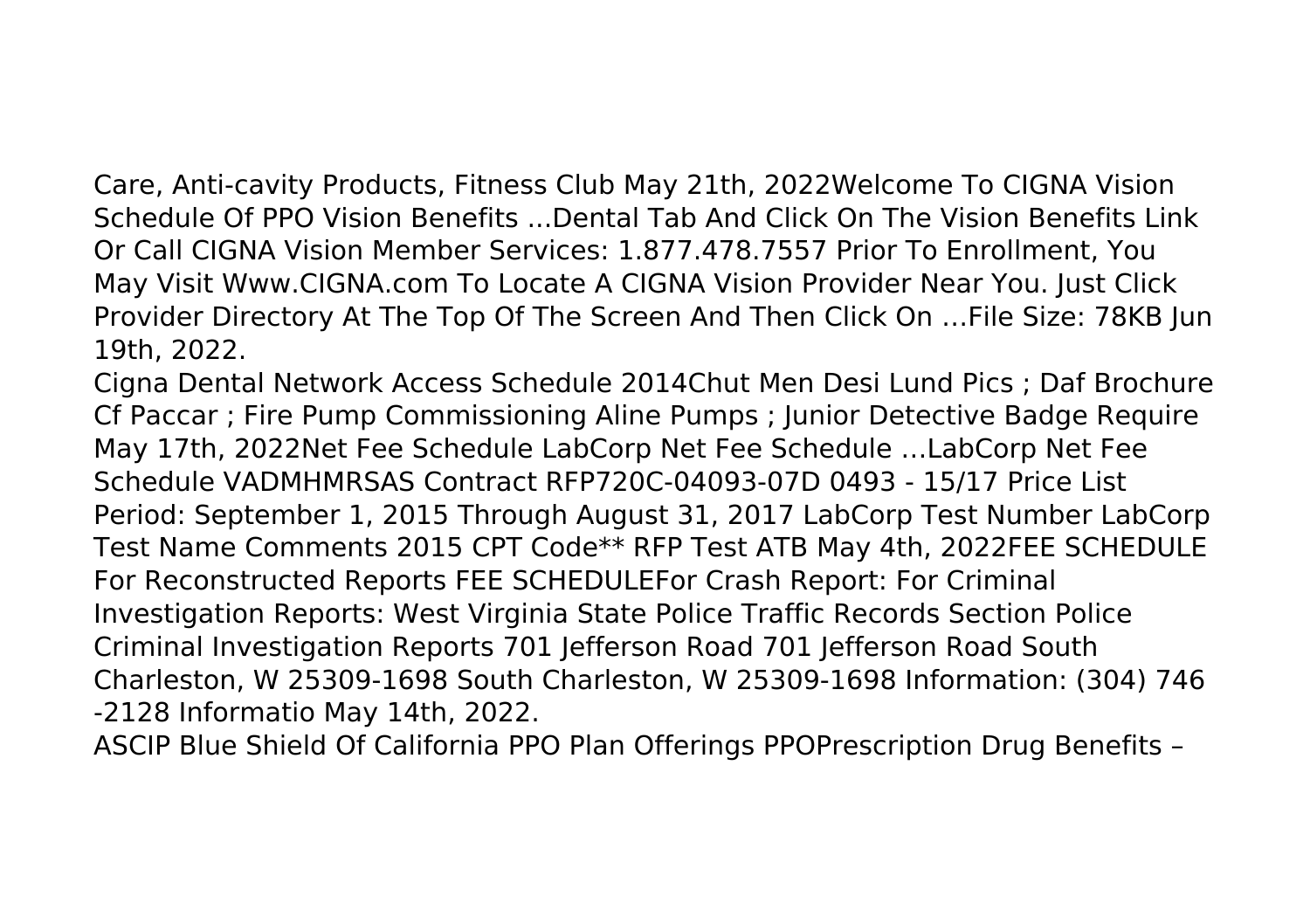Care, Anti-cavity Products, Fitness Club May 21th, 2022Welcome To CIGNA Vision Schedule Of PPO Vision Benefits ...Dental Tab And Click On The Vision Benefits Link Or Call CIGNA Vision Member Services: 1.877.478.7557 Prior To Enrollment, You May Visit Www.CIGNA.com To Locate A CIGNA Vision Provider Near You. Just Click Provider Directory At The Top Of The Screen And Then Click On …File Size: 78KB Jun 19th, 2022.

Cigna Dental Network Access Schedule 2014Chut Men Desi Lund Pics ; Daf Brochure Cf Paccar ; Fire Pump Commissioning Aline Pumps ; Junior Detective Badge Require May 17th, 2022Net Fee Schedule LabCorp Net Fee Schedule …LabCorp Net Fee Schedule VADMHMRSAS Contract RFP720C-04093-07D 0493 - 15/17 Price List Period: September 1, 2015 Through August 31, 2017 LabCorp Test Number LabCorp Test Name Comments 2015 CPT Code** RFP Test ATB May 4th, 2022FEE SCHEDULE For Reconstructed Reports FEE SCHEDULEFor Crash Report: For Criminal Investigation Reports: West Virginia State Police Traffic Records Section Police Criminal Investigation Reports 701 Jefferson Road 701 Jefferson Road South Charleston, W 25309-1698 South Charleston, W 25309-1698 Information: (304) 746 -2128 Informatio May 14th, 2022.

ASCIP Blue Shield Of California PPO Plan Offerings PPOPrescription Drug Benefits –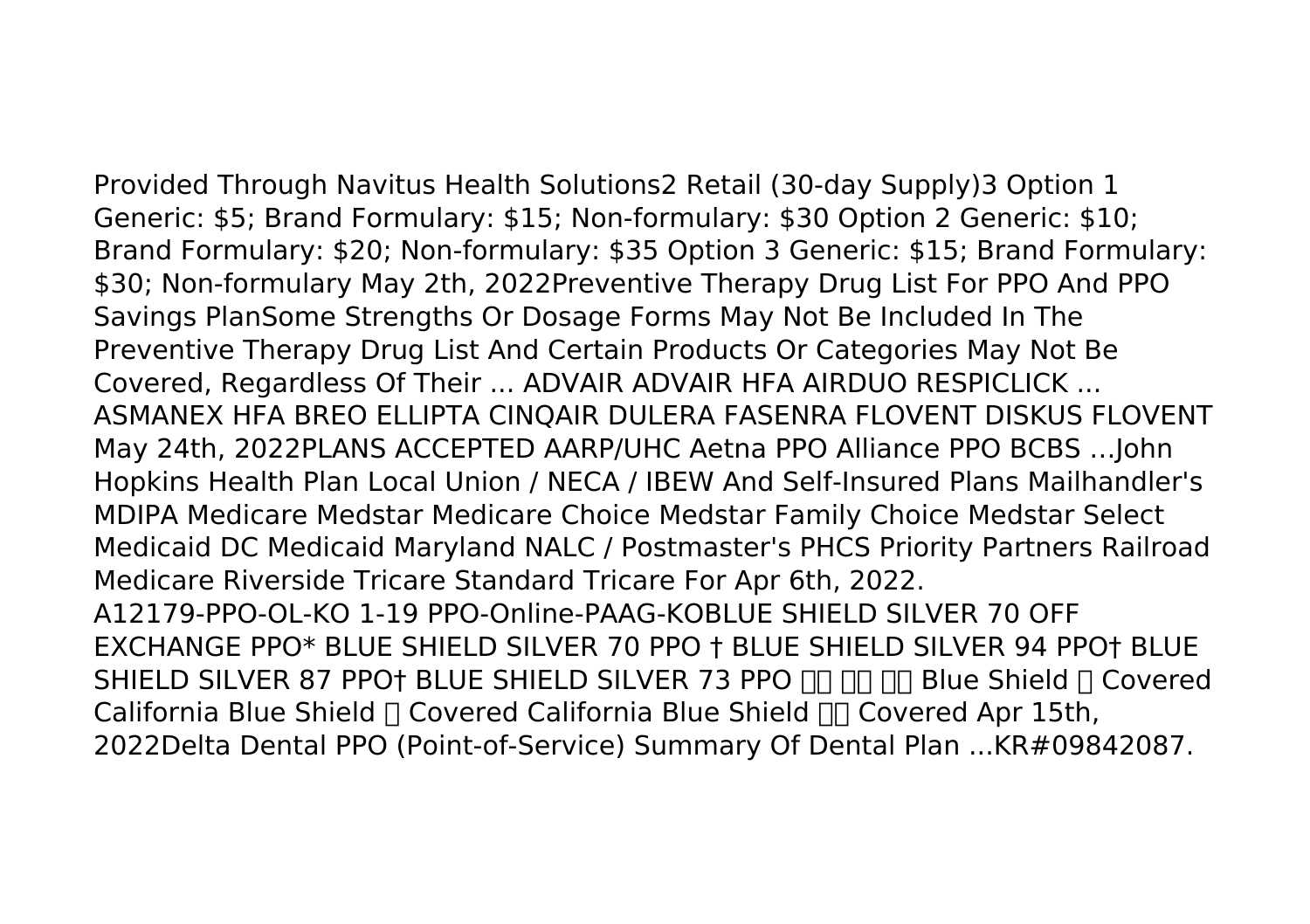Provided Through Navitus Health Solutions2 Retail (30-day Supply)3 Option 1 Generic: $5; Brand Formulary: $15; Non-formulary: $30 Option 2 Generic: $10; Brand Formulary: $20; Non-formulary: $35 Option 3 Generic: $15; Brand Formulary: $30; Non-formulary May 2th, 2022Preventive Therapy Drug List For PPO And PPO Savings PlanSome Strengths Or Dosage Forms May Not Be Included In The Preventive Therapy Drug List And Certain Products Or Categories May Not Be Covered, Regardless Of Their ... ADVAIR ADVAIR HFA AIRDUO RESPICLICK ... ASMANEX HFA BREO ELLIPTA CINQAIR DULERA FASENRA FLOVENT DISKUS FLOVENT May 24th, 2022PLANS ACCEPTED AARP/UHC Aetna PPO Alliance PPO BCBS …John Hopkins Health Plan Local Union / NECA / IBEW And Self-Insured Plans Mailhandler's MDIPA Medicare Medstar Medicare Choice Medstar Family Choice Medstar Select Medicaid DC Medicaid Maryland NALC / Postmaster's PHCS Priority Partners Railroad Medicare Riverside Tricare Standard Tricare For Apr 6th, 2022.
A12179-PPO-OL-KO 1-19 PPO-Online-PAAG-KOBLUE SHIELD SILVER 70 OFF EXCHANGE PPO* BLUE SHIELD SILVER 70 PPO † BLUE SHIELD SILVER 94 PPO† BLUE SHIELD SILVER 87 PPO† BLUE SHIELD SILVER 73 PPO □□ □□ □□ Blue Shield □ Covered California Blue Shield □ Covered California Blue Shield □□ Covered Apr 15th, 2022Delta Dental PPO (Point-of-Service) Summary Of Dental Plan ...KR#09842087.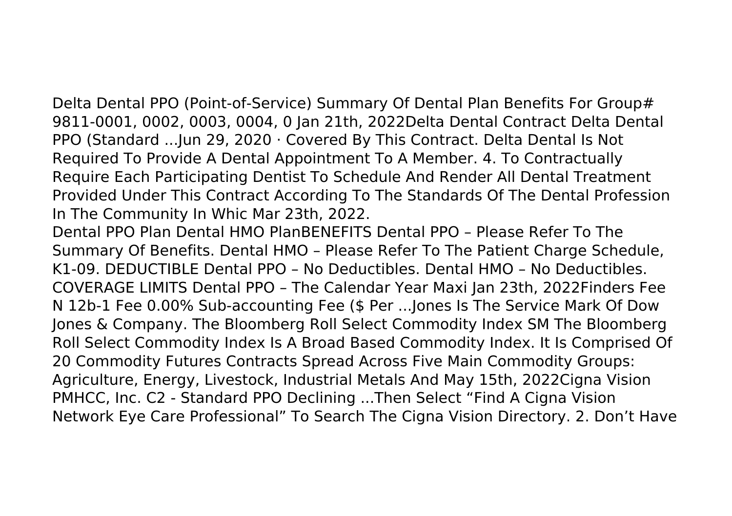Delta Dental PPO (Point-of-Service) Summary Of Dental Plan Benefits For Group# 9811-0001, 0002, 0003, 0004, 0 Jan 21th, 2022Delta Dental Contract Delta Dental PPO (Standard ...Jun 29, 2020 · Covered By This Contract. Delta Dental Is Not Required To Provide A Dental Appointment To A Member. 4. To Contractually Require Each Participating Dentist To Schedule And Render All Dental Treatment Provided Under This Contract According To The Standards Of The Dental Profession In The Community In Whic Mar 23th, 2022.

Dental PPO Plan Dental HMO PlanBENEFITS Dental PPO – Please Refer To The Summary Of Benefits. Dental HMO – Please Refer To The Patient Charge Schedule, K1-09. DEDUCTIBLE Dental PPO – No Deductibles. Dental HMO – No Deductibles. COVERAGE LIMITS Dental PPO – The Calendar Year Maxi Jan 23th, 2022Finders Fee N 12b-1 Fee 0.00% Sub-accounting Fee ($ Per ...Jones Is The Service Mark Of Dow Jones & Company. The Bloomberg Roll Select Commodity Index SM The Bloomberg Roll Select Commodity Index Is A Broad Based Commodity Index. It Is Comprised Of 20 Commodity Futures Contracts Spread Across Five Main Commodity Groups: Agriculture, Energy, Livestock, Industrial Metals And May 15th, 2022Cigna Vision PMHCC, Inc. C2 - Standard PPO Declining ...Then Select "Find A Cigna Vision Network Eye Care Professional" To Search The Cigna Vision Directory. 2. Don't Have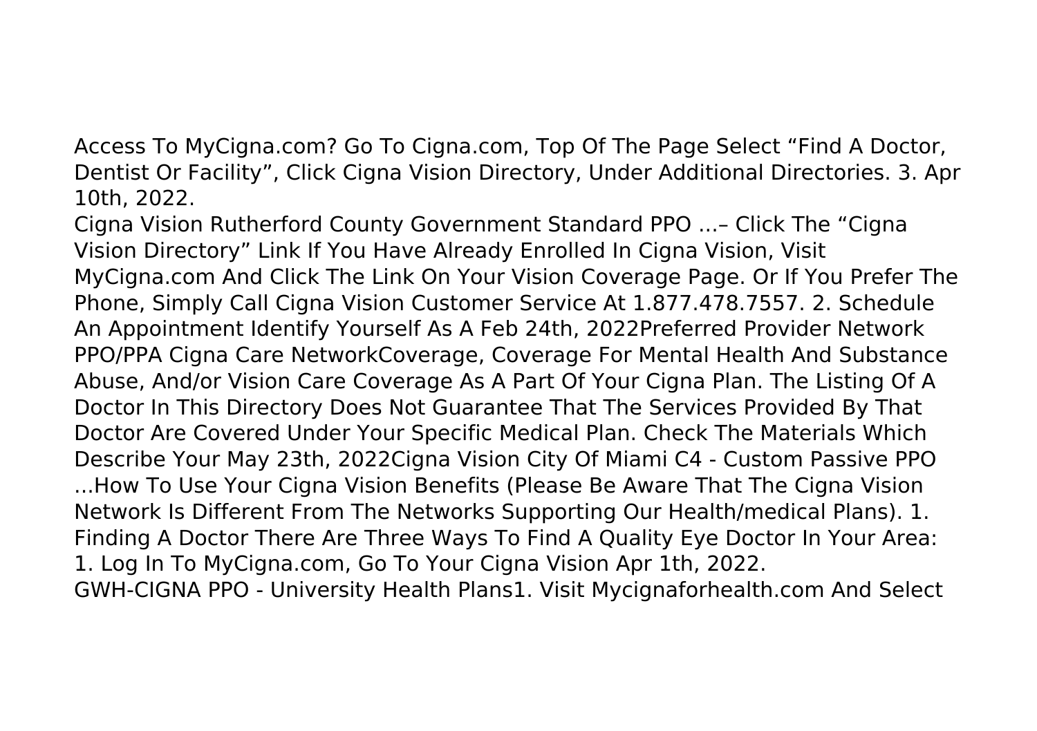Access To MyCigna.com? Go To Cigna.com, Top Of The Page Select “Find A Doctor, Dentist Or Facility”, Click Cigna Vision Directory, Under Additional Directories. 3. Apr 10th, 2022.

Cigna Vision Rutherford County Government Standard PPO ...– Click The “Cigna Vision Directory” Link If You Have Already Enrolled In Cigna Vision, Visit MyCigna.com And Click The Link On Your Vision Coverage Page. Or If You Prefer The Phone, Simply Call Cigna Vision Customer Service At 1.877.478.7557. 2. Schedule An Appointment Identify Yourself As A Feb 24th, 2022Preferred Provider Network PPO/PPA Cigna Care NetworkCoverage, Coverage For Mental Health And Substance Abuse, And/or Vision Care Coverage As A Part Of Your Cigna Plan. The Listing Of A Doctor In This Directory Does Not Guarantee That The Services Provided By That Doctor Are Covered Under Your Specific Medical Plan. Check The Materials Which Describe Your May 23th, 2022Cigna Vision City Of Miami C4 - Custom Passive PPO ...How To Use Your Cigna Vision Benefits (Please Be Aware That The Cigna Vision Network Is Different From The Networks Supporting Our Health/medical Plans). 1. Finding A Doctor There Are Three Ways To Find A Quality Eye Doctor In Your Area: 1. Log In To MyCigna.com, Go To Your Cigna Vision Apr 1th, 2022.

GWH-CIGNA PPO - University Health Plans1. Visit Mycignaforhealth.com And Select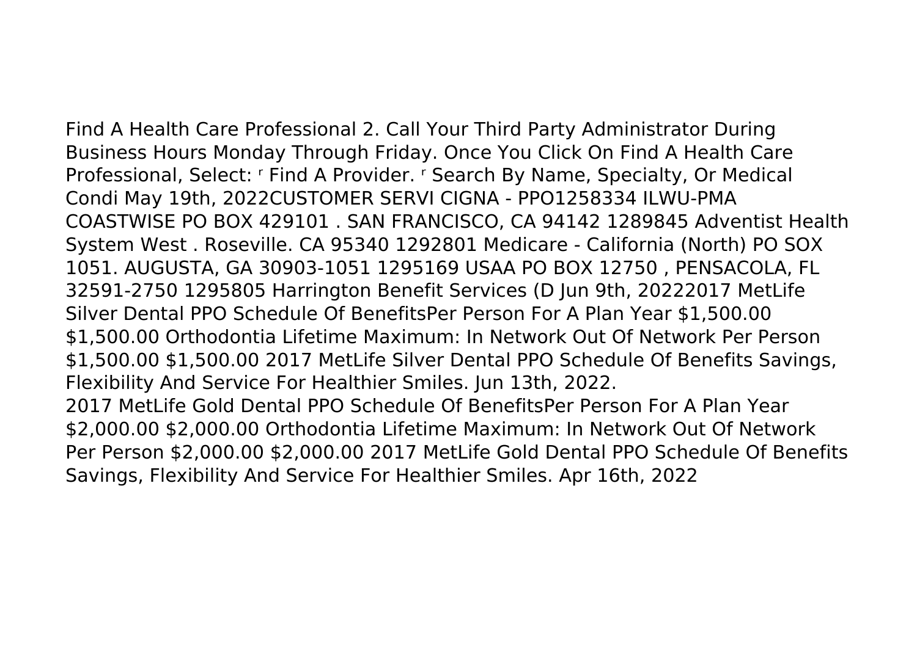Find A Health Care Professional 2. Call Your Third Party Administrator During Business Hours Monday Through Friday. Once You Click On Find A Health Care Professional, Select: ʳ Find A Provider. ʳ Search By Name, Specialty, Or Medical Condi May 19th, 2022CUSTOMER SERVI CIGNA - PPO1258334 ILWU-PMA COASTWISE PO BOX 429101 . SAN FRANCISCO, CA 94142 1289845 Adventist Health System West . Roseville. CA 95340 1292801 Medicare - California (North) PO SOX 1051. AUGUSTA, GA 30903-1051 1295169 USAA PO BOX 12750 , PENSACOLA, FL 32591-2750 1295805 Harrington Benefit Services (D Jun 9th, 20222017 MetLife Silver Dental PPO Schedule Of BenefitsPer Person For A Plan Year $1,500.00 $1,500.00 Orthodontia Lifetime Maximum: In Network Out Of Network Per Person $1,500.00 $1,500.00 2017 MetLife Silver Dental PPO Schedule Of Benefits Savings, Flexibility And Service For Healthier Smiles. Jun 13th, 2022.

2017 MetLife Gold Dental PPO Schedule Of BenefitsPer Person For A Plan Year $2,000.00 $2,000.00 Orthodontia Lifetime Maximum: In Network Out Of Network Per Person $2,000.00 $2,000.00 2017 MetLife Gold Dental PPO Schedule Of Benefits Savings, Flexibility And Service For Healthier Smiles. Apr 16th, 2022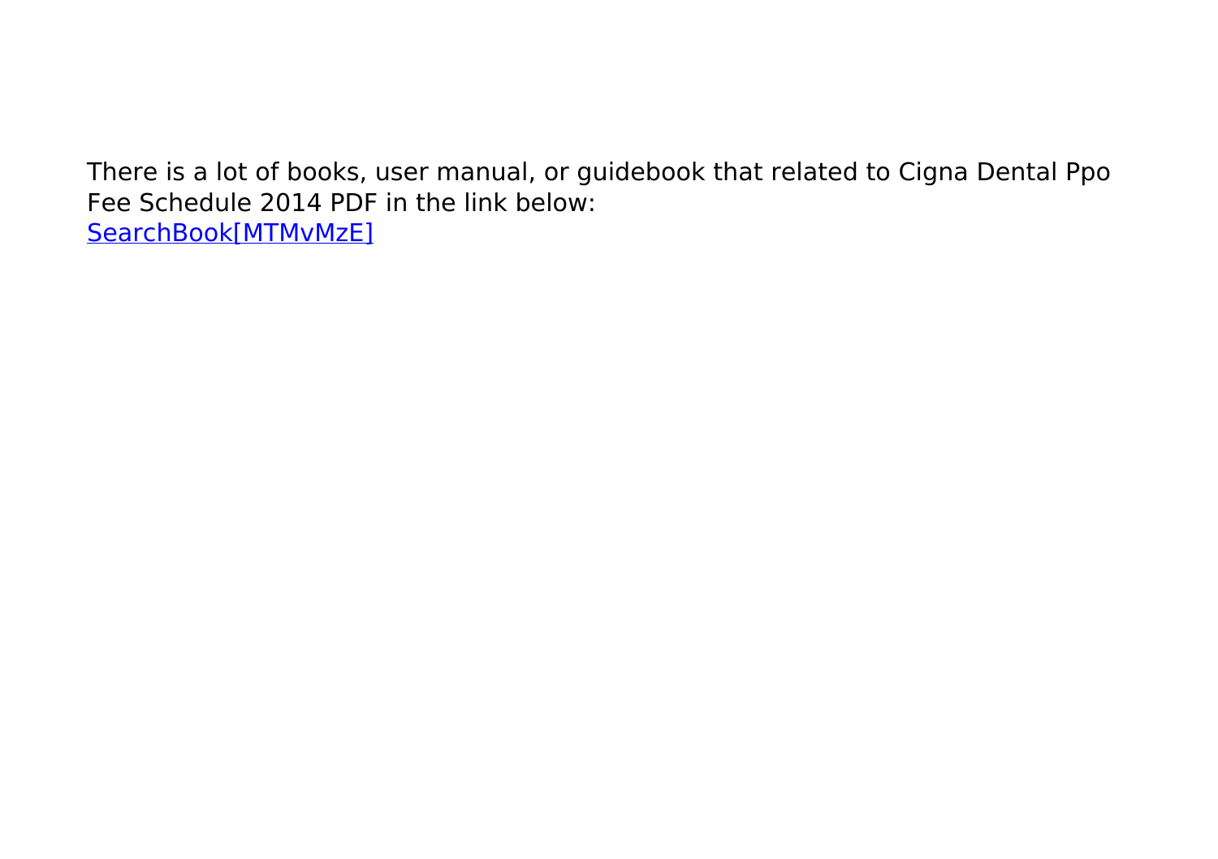There is a lot of books, user manual, or guidebook that related to Cigna Dental Ppo Fee Schedule 2014 PDF in the link below:
SearchBook[MTMvMzE]